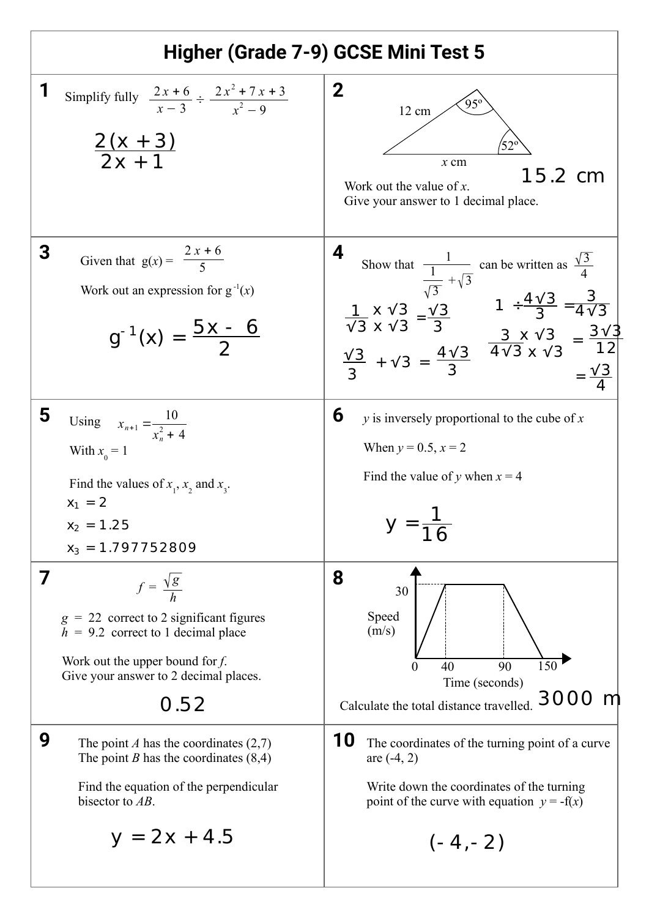# Higher (Grade 7-9) GCSE Mini Test 5

**1**

Simplify fully $\dfrac{2x+6}{x-3} \div \dfrac{2x^2+7x+3}{x^2-9}$

$$\frac{2(x+3)}{2x+1}$$

**2**

12 cm, 95º, 52º, $x$ cm

Work out the value of $x$.
Give your answer to 1 decimal place.

15.2 cm

**3**

Given that $g(x) = \dfrac{2x+6}{5}$

Work out an expression for $g^{-1}(x)$

$$g^{-1}(x) = \frac{5x-6}{2}$$

**4**

Show that $\dfrac{1}{\frac{1}{\sqrt{3}}+\sqrt{3}}$ can be written as $\dfrac{\sqrt{3}}{4}$

$$\frac{1 \times \sqrt{3}}{\sqrt{3} \times \sqrt{3}} = \frac{\sqrt{3}}{3}$$

$$\frac{\sqrt{3}}{3} + \sqrt{3} = \frac{4\sqrt{3}}{3}$$

$$1 \div \frac{4\sqrt{3}}{3} = \frac{3}{4\sqrt{3}}$$

$$\frac{3 \times \sqrt{3}}{4\sqrt{3} \times \sqrt{3}} = \frac{3\sqrt{3}}{12}$$

$$= \frac{\sqrt{3}}{4}$$

**5**

Using $x_{n+1} = \dfrac{10}{x_n^2+4}$

With $x_0 = 1$

Find the values of $x_1$, $x_2$ and $x_3$.

$x_1 = 2$

$x_2 = 1.25$

$x_3 = 1.797752809$

**6**

$y$ is inversely proportional to the cube of $x$

When $y = 0.5$, $x = 2$

Find the value of $y$ when $x = 4$

$$y = \frac{1}{16}$$

**7**

$$f = \frac{\sqrt{g}}{h}$$

$g$ = 22 correct to 2 significant figures
$h$ = 9.2 correct to 1 decimal place

Work out the upper bound for $f$.
Give your answer to 2 decimal places.

0.52

**8**

Speed (m/s): 30
Time (seconds): 0, 40, 90, 150

Calculate the total distance travelled.

3000 m

**9**

The point $A$ has the coordinates (2,7)
The point $B$ has the coordinates (8,4)

Find the equation of the perpendicular bisector to $AB$.

$$y = 2x + 4.5$$

**10**

The coordinates of the turning point of a curve are (-4, 2)

Write down the coordinates of the turning point of the curve with equation $y = -f(x)$

(-4,-2)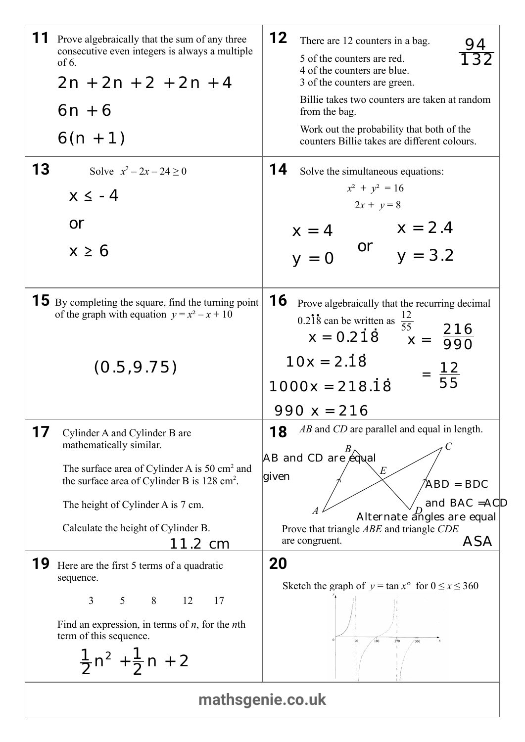**11** Prove algebraically that the sum of any three consecutive even integers is always a multiple of 6.

$2n + 2n + 2 + 2n + 4$

$6n + 6$

$6(n + 1)$

**12** There are 12 counters in a bag.

5 of the counters are red.
4 of the counters are blue.
3 of the counters are green.

Billie takes two counters are taken at random from the bag.

Work out the probability that both of the counters Billie takes are different colours.

$\frac{94}{132}$

**13** Solve $x^2 - 2x - 24 \geq 0$

$x \leq -4$

or

$x \geq 6$

**14** Solve the simultaneous equations:

$$x^2 + y^2 = 16$$

$$2x + y = 8$$

$x = 4$, $y = 0$ or $x = 2.4$, $y = 3.2$

**15** By completing the square, find the turning point of the graph with equation $y = x^2 - x + 10$

$(0.5, 9.75)$

**16** Prove algebraically that the recurring decimal $0.2\dot{1}\dot{8}$ can be written as $\frac{12}{55}$

$x = 0.2\dot{1}\dot{8}$

$10x = 2.\dot{1}\dot{8}$

$1000x = 218.\dot{1}\dot{8}$

$990x = 216$

$x = \frac{216}{990}$

$= \frac{12}{55}$

**17** Cylinder A and Cylinder B are mathematically similar.

The surface area of Cylinder A is 50 cm² and the surface area of Cylinder B is 128 cm².

The height of Cylinder A is 7 cm.

Calculate the height of Cylinder B.

11.2 cm

**18** *AB* and *CD* are parallel and equal in length.

A, B, C, D, E

AB and CD are equal given

ABD = BDC and BAC = ACD

Alternate angles are equal

Prove that triangle *ABE* and triangle *CDE* are congruent.

ASA

**19** Here are the first 5 terms of a quadratic sequence.

3 5 8 12 17

Find an expression, in terms of *n*, for the *n*th term of this sequence.

$\frac{1}{2}n^2 + \frac{1}{2}n + 2$

**20**

Sketch the graph of $y = \tan x°$ for $0 \leq x \leq 360$

y
0 90 180 270 360 x

mathsgenie.co.uk